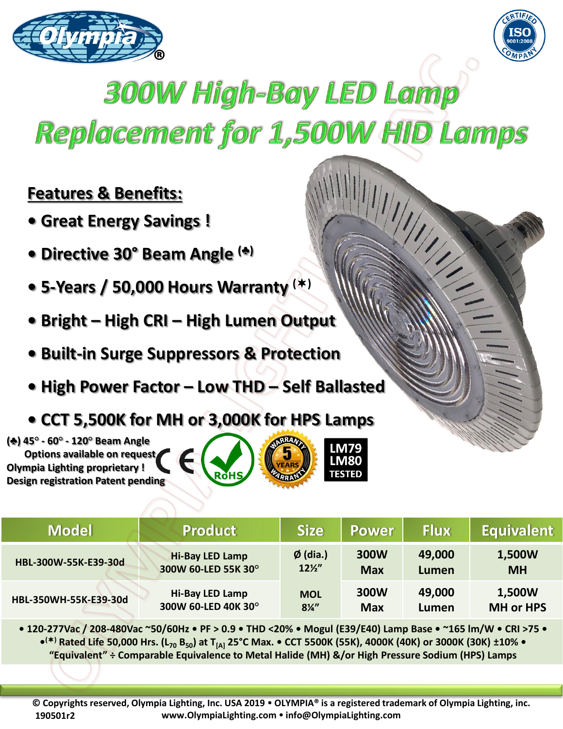# 300W High-Bay LED Lamp Replacement for 1,500W HID Lamps

## Features & Benefits:

- **Great Energy Savings !**
- **Directive 30° Beam Angle (♣)**
- **5-Years / 50,000 Hours Warranty (✶)**
- **Bright – High CRI – High Lumen Output**
- **Built-in Surge Suppressors & Protection**
- **High Power Factor – Low THD – Self Ballasted**
- **CCT 5,500K for MH or 3,000K for HPS Lamps**

**(♣) 45° - 60° - 120° Beam Angle Options available on request**
**Olympia Lighting proprietary !**
**Design registration Patent pending**

LM79 LM80 TESTED

| Model | Product | Size | Power | Flux | Equivalent |
|---|---|---|---|---|---|
| HBL-300W-55K-E39-30d | Hi-Bay LED Lamp 300W 60-LED 55K 30° | Ø (dia.) 12½” | 300W Max | 49,000 Lumen | 1,500W MH |
| HBL-350WH-55K-E39-30d | Hi-Bay LED Lamp 300W 60-LED 40K 30° | MOL 8¼” | 300W Max | 49,000 Lumen | 1,500W MH or HPS |

• 120-277Vac / 208-480Vac ~50/60Hz • PF > 0.9 • THD <20% • Mogul (E39/E40) Lamp Base • ~165 lm/W • CRI >75 • •(✶) Rated Life 50,000 Hrs. ($L_{70}$ $B_{50}$) at $T_{[A]}$ 25°C Max. • CCT 5500K (55K), 4000K (40K) or 3000K (30K) ±10% • “Equivalent” ÷ Comparable Equivalence to Metal Halide (MH) &/or High Pressure Sodium (HPS) Lamps

© Copyrights reserved, Olympia Lighting, Inc. USA 2019 • OLYMPIA® is a registered trademark of Olympia Lighting, inc.
190501r2 www.OlympiaLighting.com • info@OlympiaLighting.com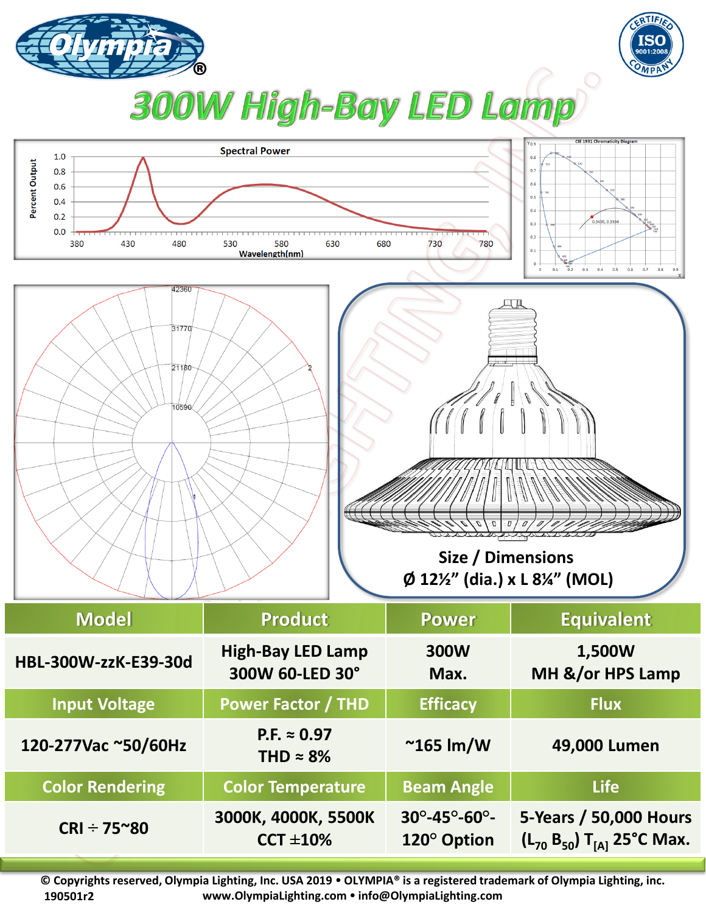# 300W High-Bay LED Lamp

Spectral Power

Percent Output

1.0
0.8
0.6
0.4
0.2
0.0

380 430 480 530 580 630 680 730 780

Wavelength(nm)

CIE 1931 Chromaticity Diagram

0.3450, 0.3534

42360
31770
21180
10590

Size / Dimensions

Ø 12½" (dia.) x L 8¼" (MOL)

| Model | Product | Power | Equivalent |
|---|---|---|---|
| HBL-300W-zzK-E39-30d | High-Bay LED Lamp 300W 60-LED 30° | 300W Max. | 1,500W MH &/or HPS Lamp |
| **Input Voltage** | **Power Factor / THD** | **Efficacy** | **Flux** |
| 120-277Vac ~50/60Hz | P.F. ≈ 0.97 THD ≈ 8% | ~165 lm/W | 49,000 Lumen |
| **Color Rendering** | **Color Temperature** | **Beam Angle** | **Life** |
| CRI ÷ 75~80 | 3000K, 4000K, 5500K CCT ±10% | 30°-45°-60°-120° Option | 5-Years / 50,000 Hours ($L_{70}$ $B_{50}$) $T_{[A]}$ 25°C Max. |

© Copyrights reserved, Olympia Lighting, Inc. USA 2019 • OLYMPIA® is a registered trademark of Olympia Lighting, inc.
190501r2 www.OlympiaLighting.com • info@OlympiaLighting.com